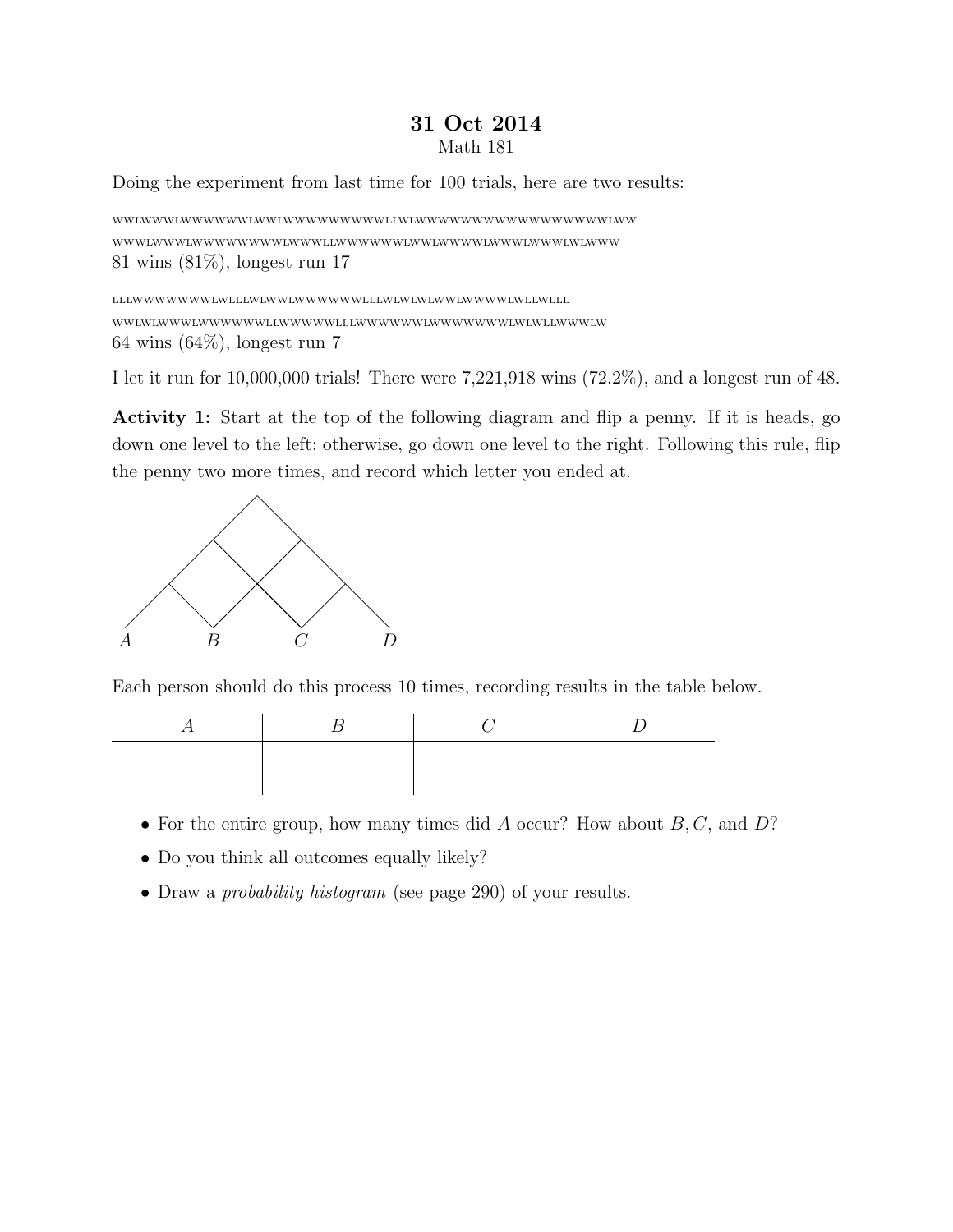# 31 Oct 2014

Math 181

Doing the experiment from last time for 100 trials, here are two results:

WWLWWWLWWWWWWWLWWLWWWWWWWWWWLLWLWWWWWWWWWWWWWWWWWWWWLWW
WWWLWWWLWWWWWWWWWLWWWLLWWWWWWWLWWLWWWWLWWWLWWWLWWLWWW
81 wins (81%), longest run 17

LLLWWWWWWWWLWLLLWLWWLWWWWWWWLLLWLWLWLWWLWWWWWLWLLWLLL
WWLWLWWWLWWWWWWLLWWWWWWLLLWWWWWWWLWWWWWWWWLWLWLLWWWLW
64 wins (64%), longest run 7

I let it run for 10,000,000 trials! There were 7,221,918 wins (72.2%), and a longest run of 48.

**Activity 1:** Start at the top of the following diagram and flip a penny. If it is heads, go down one level to the left; otherwise, go down one level to the right. Following this rule, flip the penny two more times, and record which letter you ended at.

$A$ $B$ $C$ $D$

Each person should do this process 10 times, recording results in the table below.

| $A$ | $B$ | $C$ | $D$ |
|---|---|---|---|
| | | | |

- For the entire group, how many times did $A$ occur? How about $B, C$, and $D$?
- Do you think all outcomes equally likely?
- Draw a *probability histogram* (see page 290) of your results.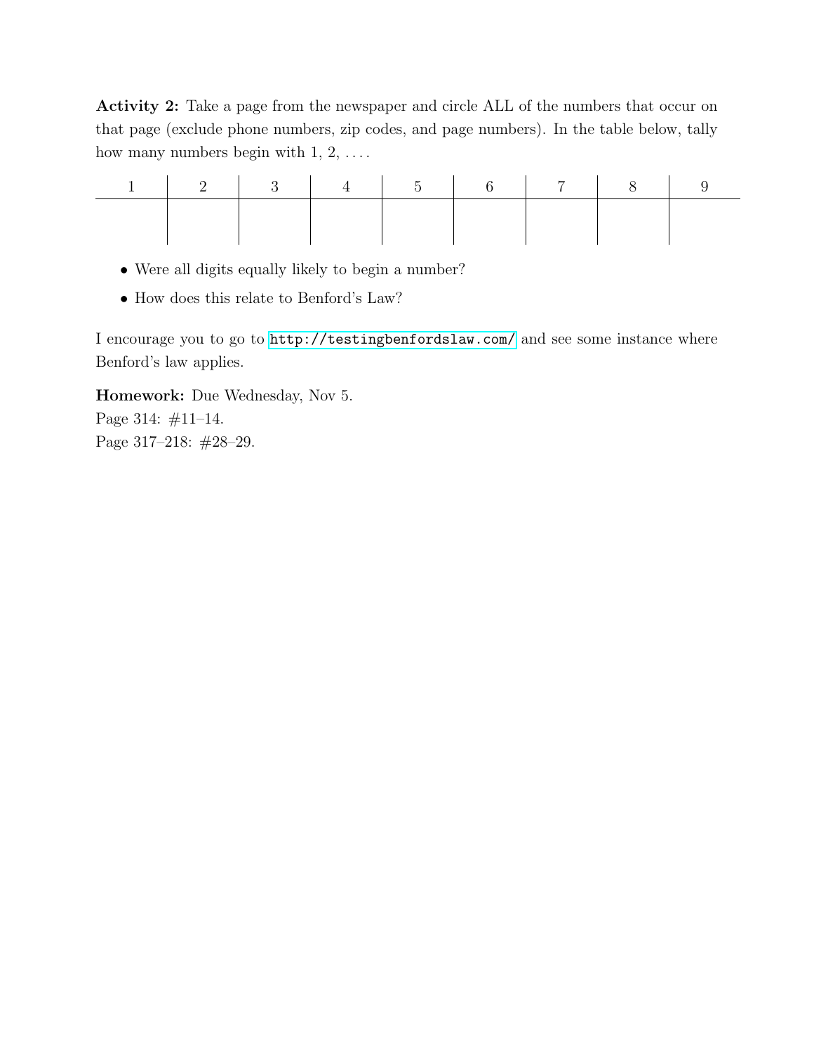**Activity 2:** Take a page from the newspaper and circle ALL of the numbers that occur on that page (exclude phone numbers, zip codes, and page numbers). In the table below, tally how many numbers begin with 1, 2, . . . .

| 1 | 2 | 3 | 4 | 5 | 6 | 7 | 8 | 9 |
|---|---|---|---|---|---|---|---|---|
| | | | | | | | | |

- Were all digits equally likely to begin a number?
- How does this relate to Benford's Law?

I encourage you to go to http://testingbenfordslaw.com/ and see some instance where Benford's law applies.

**Homework:** Due Wednesday, Nov 5.
Page 314: #11–14.
Page 317–218: #28–29.